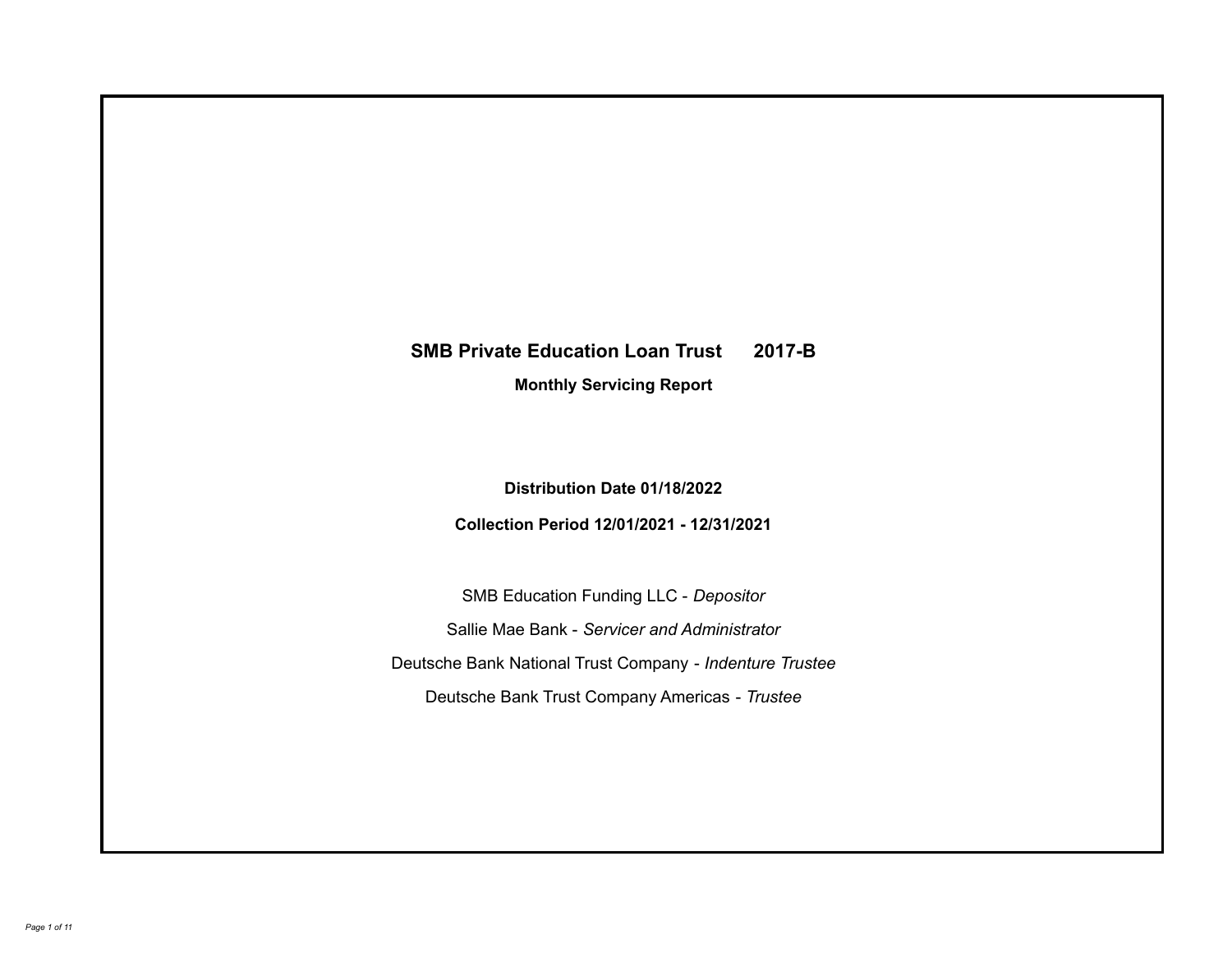# SMB Private Education Loan Trust 2017-B

**Monthly Servicing Report**

**Distribution Date 01/18/2022**

**Collection Period 12/01/2021 - 12/31/2021**

SMB Education Funding LLC - *Depositor*

Sallie Mae Bank - *Servicer and Administrator*

Deutsche Bank National Trust Company - *Indenture Trustee*

Deutsche Bank Trust Company Americas - *Trustee*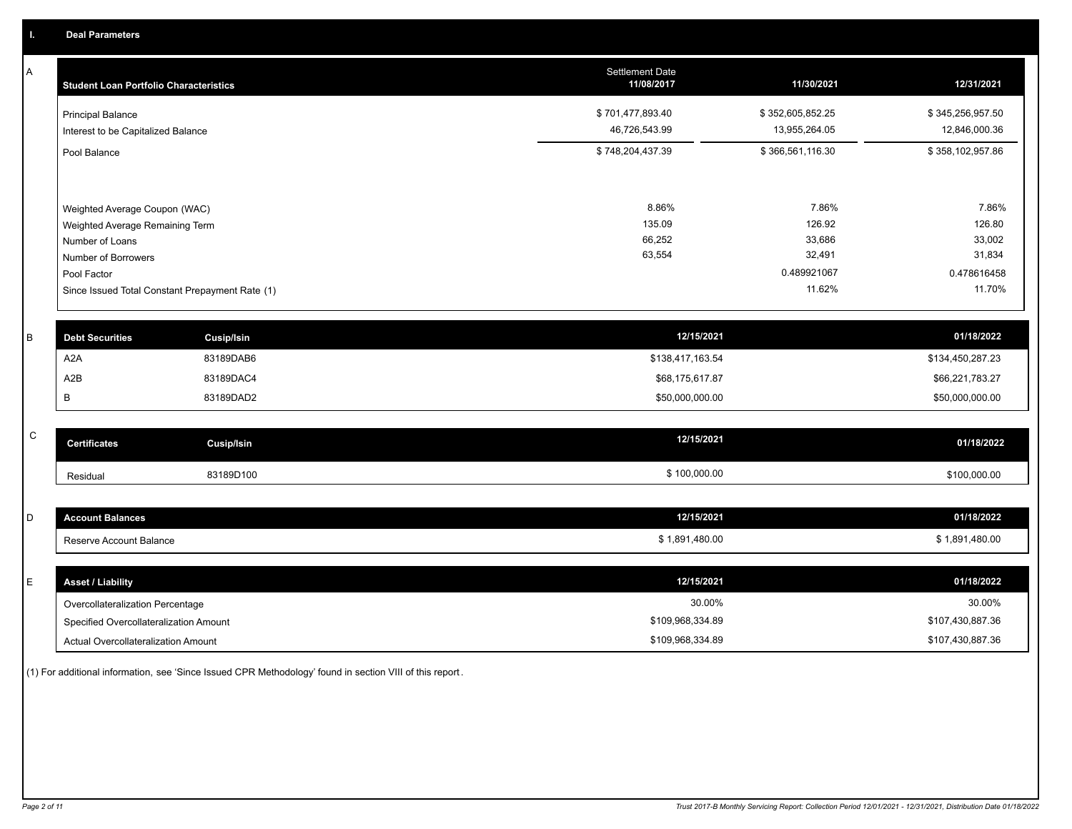## I. Deal Parameters

### A

| Student Loan Portfolio Characteristics | Settlement Date 11/08/2017 | 11/30/2021 | 12/31/2021 |
|---|---|---|---|
| Principal Balance | $ 701,477,893.40 | $ 352,605,852.25 | $ 345,256,957.50 |
| Interest to be Capitalized Balance | 46,726,543.99 | 13,955,264.05 | 12,846,000.36 |
| Pool Balance | $ 748,204,437.39 | $ 366,561,116.30 | $ 358,102,957.86 |
| Weighted Average Coupon (WAC) | 8.86% | 7.86% | 7.86% |
| Weighted Average Remaining Term | 135.09 | 126.92 | 126.80 |
| Number of Loans | 66,252 | 33,686 | 33,002 |
| Number of Borrowers | 63,554 | 32,491 | 31,834 |
| Pool Factor | | 0.489921067 | 0.478616458 |
| Since Issued Total Constant Prepayment Rate (1) | | 11.62% | 11.70% |

### B

| Debt Securities | Cusip/Isin | 12/15/2021 | 01/18/2022 |
|---|---|---|---|
| A2A | 83189DAB6 | $138,417,163.54 | $134,450,287.23 |
| A2B | 83189DAC4 | $68,175,617.87 | $66,221,783.27 |
| B | 83189DAD2 | $50,000,000.00 | $50,000,000.00 |

### C

| Certificates | Cusip/Isin | 12/15/2021 | 01/18/2022 |
|---|---|---|---|
| Residual | 83189D100 | $ 100,000.00 | $100,000.00 |

### D

| Account Balances | 12/15/2021 | 01/18/2022 |
|---|---|---|
| Reserve Account Balance | $ 1,891,480.00 | $ 1,891,480.00 |

### E

| Asset / Liability | 12/15/2021 | 01/18/2022 |
|---|---|---|
| Overcollateralization Percentage | 30.00% | 30.00% |
| Specified Overcollateralization Amount | $109,968,334.89 | $107,430,887.36 |
| Actual Overcollateralization Amount | $109,968,334.89 | $107,430,887.36 |

(1) For additional information, see 'Since Issued CPR Methodology' found in section VIII of this report.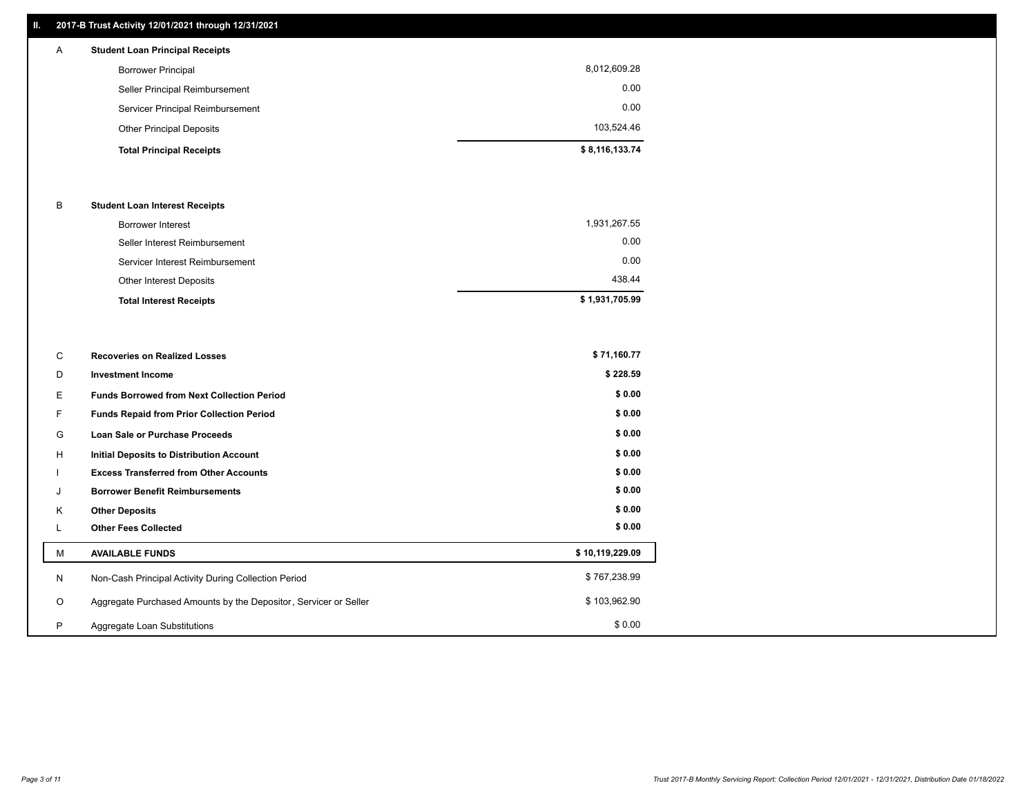## II. 2017-B Trust Activity 12/01/2021 through 12/31/2021

| | | |
|---|---|---|
| A | **Student Loan Principal Receipts** | |
| | Borrower Principal | 8,012,609.28 |
| | Seller Principal Reimbursement | 0.00 |
| | Servicer Principal Reimbursement | 0.00 |
| | Other Principal Deposits | 103,524.46 |
| | **Total Principal Receipts** | **$ 8,116,133.74** |
| B | **Student Loan Interest Receipts** | |
| | Borrower Interest | 1,931,267.55 |
| | Seller Interest Reimbursement | 0.00 |
| | Servicer Interest Reimbursement | 0.00 |
| | Other Interest Deposits | 438.44 |
| | **Total Interest Receipts** | **$ 1,931,705.99** |
| C | **Recoveries on Realized Losses** | **$ 71,160.77** |
| D | **Investment Income** | **$ 228.59** |
| E | **Funds Borrowed from Next Collection Period** | **$ 0.00** |
| F | **Funds Repaid from Prior Collection Period** | **$ 0.00** |
| G | **Loan Sale or Purchase Proceeds** | **$ 0.00** |
| H | **Initial Deposits to Distribution Account** | **$ 0.00** |
| I | **Excess Transferred from Other Accounts** | **$ 0.00** |
| J | **Borrower Benefit Reimbursements** | **$ 0.00** |
| K | **Other Deposits** | **$ 0.00** |
| L | **Other Fees Collected** | **$ 0.00** |
| M | **AVAILABLE FUNDS** | **$ 10,119,229.09** |
| N | Non-Cash Principal Activity During Collection Period | $ 767,238.99 |
| O | Aggregate Purchased Amounts by the Depositor, Servicer or Seller | $ 103,962.90 |
| P | Aggregate Loan Substitutions | $ 0.00 |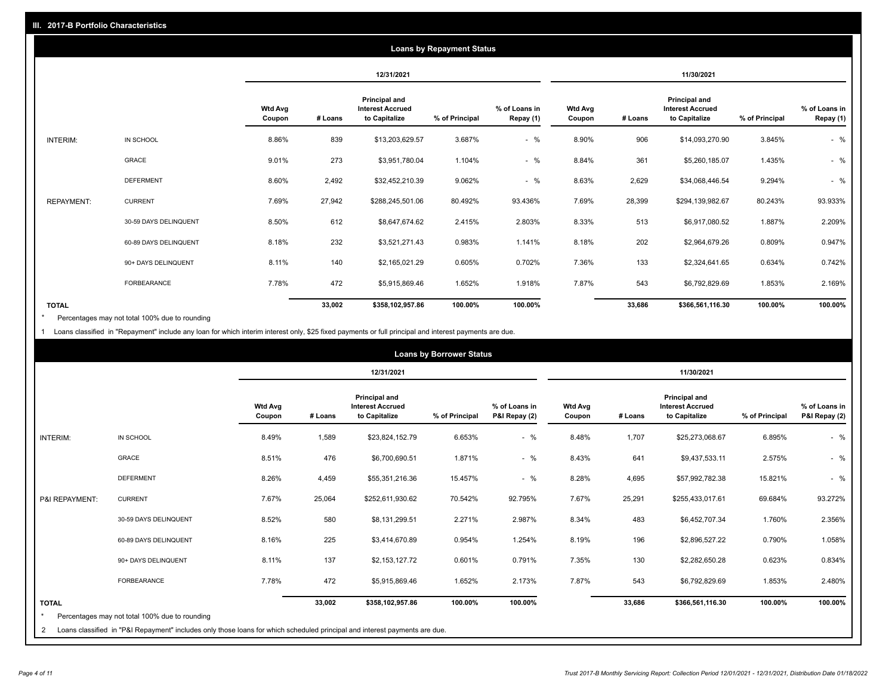## III. 2017-B Portfolio Characteristics

### Loans by Repayment Status

| | | 12/31/2021 | | | | | 11/30/2021 | | | | |
|---|---|---|---|---|---|---|---|---|---|---|---|
| | | Wtd Avg Coupon | # Loans | Principal and Interest Accrued to Capitalize | % of Principal | % of Loans in Repay (1) | Wtd Avg Coupon | # Loans | Principal and Interest Accrued to Capitalize | % of Principal | % of Loans in Repay (1) |
| INTERIM: | IN SCHOOL | 8.86% | 839 | $13,203,629.57 | 3.687% | - % | 8.90% | 906 | $14,093,270.90 | 3.845% | - % |
| | GRACE | 9.01% | 273 | $3,951,780.04 | 1.104% | - % | 8.84% | 361 | $5,260,185.07 | 1.435% | - % |
| | DEFERMENT | 8.60% | 2,492 | $32,452,210.39 | 9.062% | - % | 8.63% | 2,629 | $34,068,446.54 | 9.294% | - % |
| REPAYMENT: | CURRENT | 7.69% | 27,942 | $288,245,501.06 | 80.492% | 93.436% | 7.69% | 28,399 | $294,139,982.67 | 80.243% | 93.933% |
| | 30-59 DAYS DELINQUENT | 8.50% | 612 | $8,647,674.62 | 2.415% | 2.803% | 8.33% | 513 | $6,917,080.52 | 1.887% | 2.209% |
| | 60-89 DAYS DELINQUENT | 8.18% | 232 | $3,521,271.43 | 0.983% | 1.141% | 8.18% | 202 | $2,964,679.26 | 0.809% | 0.947% |
| | 90+ DAYS DELINQUENT | 8.11% | 140 | $2,165,021.29 | 0.605% | 0.702% | 7.36% | 133 | $2,324,641.65 | 0.634% | 0.742% |
| | FORBEARANCE | 7.78% | 472 | $5,915,869.46 | 1.652% | 1.918% | 7.87% | 543 | $6,792,829.69 | 1.853% | 2.169% |
| TOTAL | | | 33,002 | $358,102,957.86 | 100.00% | 100.00% | | 33,686 | $366,561,116.30 | 100.00% | 100.00% |

\* Percentages may not total 100% due to rounding

1 Loans classified in "Repayment" include any loan for which interim interest only, $25 fixed payments or full principal and interest payments are due.

### Loans by Borrower Status

| | | 12/31/2021 | | | | | 11/30/2021 | | | | |
|---|---|---|---|---|---|---|---|---|---|---|---|
| | | Wtd Avg Coupon | # Loans | Principal and Interest Accrued to Capitalize | % of Principal | % of Loans in P&I Repay (2) | Wtd Avg Coupon | # Loans | Principal and Interest Accrued to Capitalize | % of Principal | % of Loans in P&I Repay (2) |
| INTERIM: | IN SCHOOL | 8.49% | 1,589 | $23,824,152.79 | 6.653% | - % | 8.48% | 1,707 | $25,273,068.67 | 6.895% | - % |
| | GRACE | 8.51% | 476 | $6,700,690.51 | 1.871% | - % | 8.43% | 641 | $9,437,533.11 | 2.575% | - % |
| | DEFERMENT | 8.26% | 4,459 | $55,351,216.36 | 15.457% | - % | 8.28% | 4,695 | $57,992,782.38 | 15.821% | - % |
| P&I REPAYMENT: | CURRENT | 7.67% | 25,064 | $252,611,930.62 | 70.542% | 92.795% | 7.67% | 25,291 | $255,433,017.61 | 69.684% | 93.272% |
| | 30-59 DAYS DELINQUENT | 8.52% | 580 | $8,131,299.51 | 2.271% | 2.987% | 8.34% | 483 | $6,452,707.34 | 1.760% | 2.356% |
| | 60-89 DAYS DELINQUENT | 8.16% | 225 | $3,414,670.89 | 0.954% | 1.254% | 8.19% | 196 | $2,896,527.22 | 0.790% | 1.058% |
| | 90+ DAYS DELINQUENT | 8.11% | 137 | $2,153,127.72 | 0.601% | 0.791% | 7.35% | 130 | $2,282,650.28 | 0.623% | 0.834% |
| | FORBEARANCE | 7.78% | 472 | $5,915,869.46 | 1.652% | 2.173% | 7.87% | 543 | $6,792,829.69 | 1.853% | 2.480% |
| TOTAL | | | 33,002 | $358,102,957.86 | 100.00% | 100.00% | | 33,686 | $366,561,116.30 | 100.00% | 100.00% |

\* Percentages may not total 100% due to rounding

2 Loans classified in "P&I Repayment" includes only those loans for which scheduled principal and interest payments are due.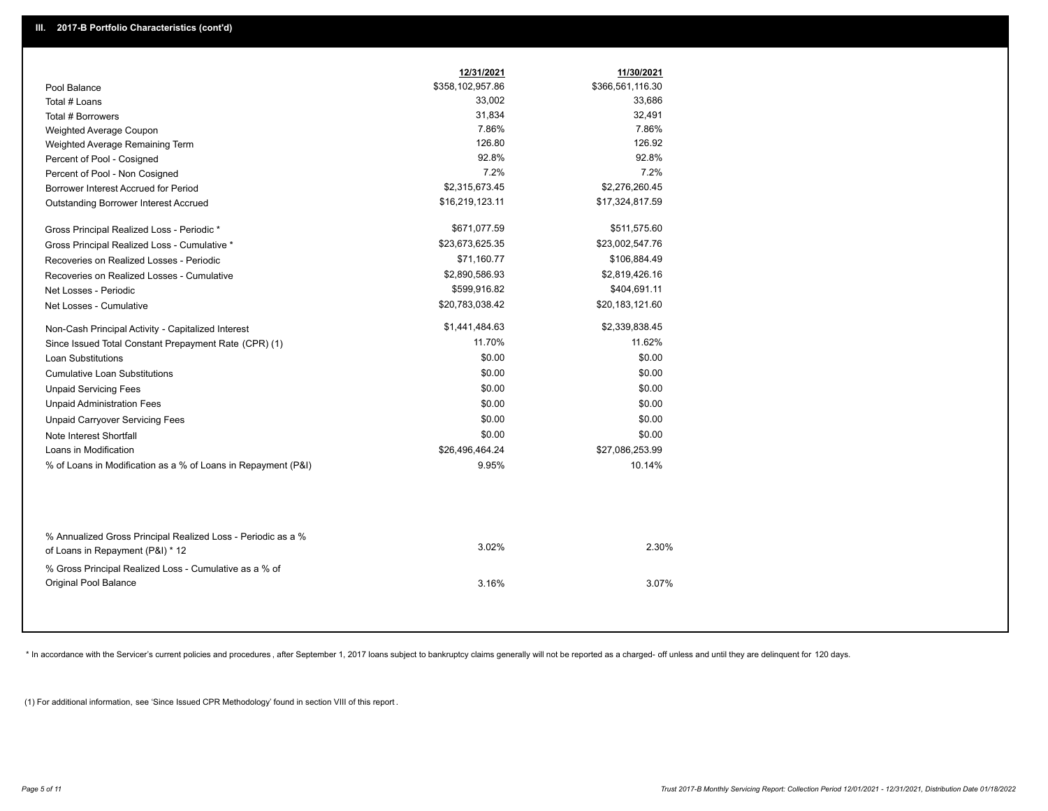## III. 2017-B Portfolio Characteristics (cont'd)

| | 12/31/2021 | 11/30/2021 |
|---|---|---|
| Pool Balance | $358,102,957.86 | $366,561,116.30 |
| Total # Loans | 33,002 | 33,686 |
| Total # Borrowers | 31,834 | 32,491 |
| Weighted Average Coupon | 7.86% | 7.86% |
| Weighted Average Remaining Term | 126.80 | 126.92 |
| Percent of Pool - Cosigned | 92.8% | 92.8% |
| Percent of Pool - Non Cosigned | 7.2% | 7.2% |
| Borrower Interest Accrued for Period | $2,315,673.45 | $2,276,260.45 |
| Outstanding Borrower Interest Accrued | $16,219,123.11 | $17,324,817.59 |
| Gross Principal Realized Loss - Periodic * | $671,077.59 | $511,575.60 |
| Gross Principal Realized Loss - Cumulative * | $23,673,625.35 | $23,002,547.76 |
| Recoveries on Realized Losses - Periodic | $71,160.77 | $106,884.49 |
| Recoveries on Realized Losses - Cumulative | $2,890,586.93 | $2,819,426.16 |
| Net Losses - Periodic | $599,916.82 | $404,691.11 |
| Net Losses - Cumulative | $20,783,038.42 | $20,183,121.60 |
| Non-Cash Principal Activity - Capitalized Interest | $1,441,484.63 | $2,339,838.45 |
| Since Issued Total Constant Prepayment Rate (CPR) (1) | 11.70% | 11.62% |
| Loan Substitutions | $0.00 | $0.00 |
| Cumulative Loan Substitutions | $0.00 | $0.00 |
| Unpaid Servicing Fees | $0.00 | $0.00 |
| Unpaid Administration Fees | $0.00 | $0.00 |
| Unpaid Carryover Servicing Fees | $0.00 | $0.00 |
| Note Interest Shortfall | $0.00 | $0.00 |
| Loans in Modification | $26,496,464.24 | $27,086,253.99 |
| % of Loans in Modification as a % of Loans in Repayment (P&I) | 9.95% | 10.14% |
| % Annualized Gross Principal Realized Loss - Periodic as a % of Loans in Repayment (P&I) * 12 | 3.02% | 2.30% |
| % Gross Principal Realized Loss - Cumulative as a % of Original Pool Balance | 3.16% | 3.07% |

* In accordance with the Servicer's current policies and procedures, after September 1, 2017 loans subject to bankruptcy claims generally will not be reported as a charged- off unless and until they are delinquent for 120 days.

(1) For additional information, see 'Since Issued CPR Methodology' found in section VIII of this report .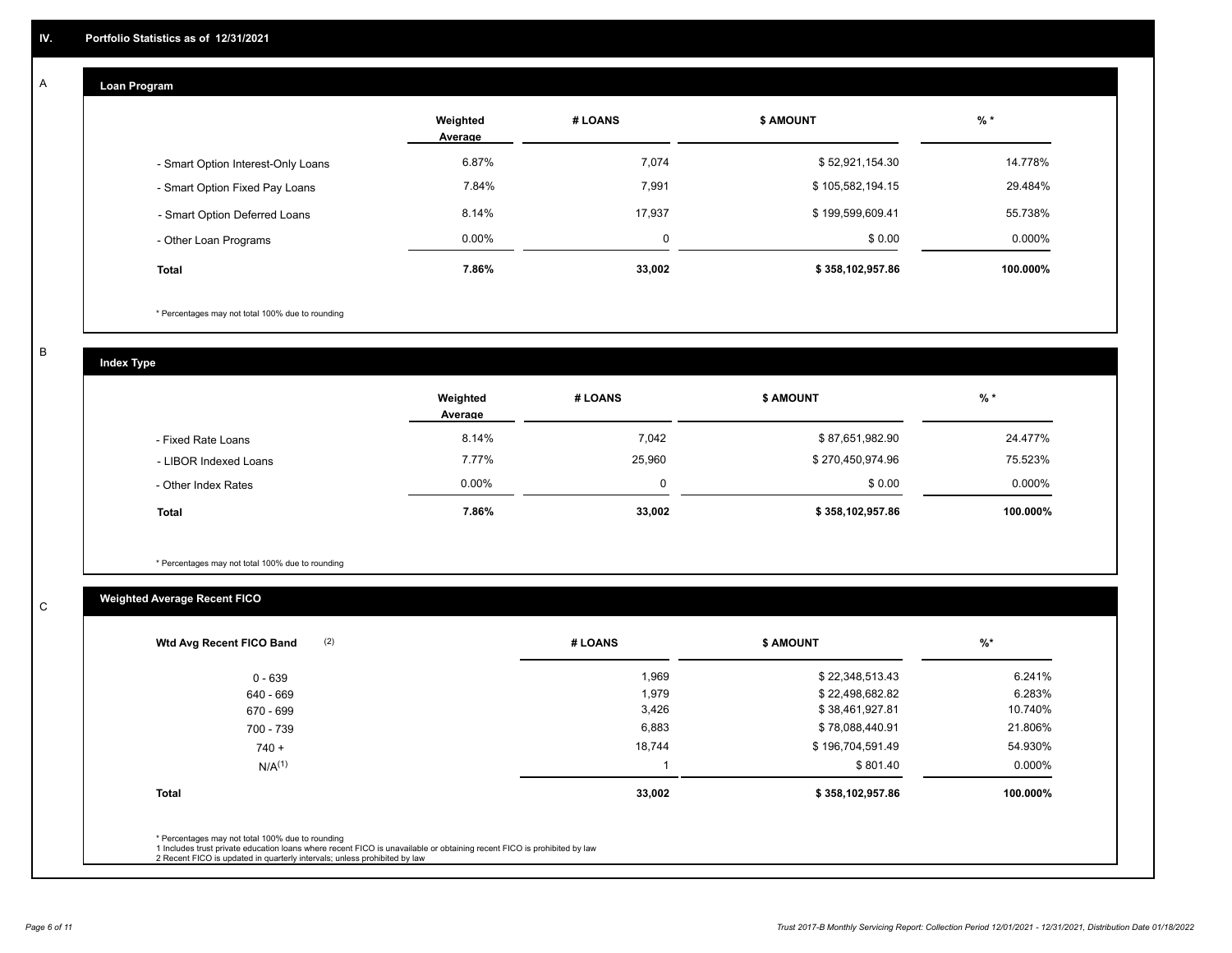## IV. Portfolio Statistics as of 12/31/2021

### A Loan Program

| | Weighted Average | # LOANS | $ AMOUNT | % * |
|---|---|---|---|---|
| - Smart Option Interest-Only Loans | 6.87% | 7,074 | $ 52,921,154.30 | 14.778% |
| - Smart Option Fixed Pay Loans | 7.84% | 7,991 | $ 105,582,194.15 | 29.484% |
| - Smart Option Deferred Loans | 8.14% | 17,937 | $ 199,599,609.41 | 55.738% |
| - Other Loan Programs | 0.00% | 0 | $ 0.00 | 0.000% |
| **Total** | **7.86%** | **33,002** | **$ 358,102,957.86** | **100.000%** |

\* Percentages may not total 100% due to rounding

### B Index Type

| | Weighted Average | # LOANS | $ AMOUNT | % * |
|---|---|---|---|---|
| - Fixed Rate Loans | 8.14% | 7,042 | $ 87,651,982.90 | 24.477% |
| - LIBOR Indexed Loans | 7.77% | 25,960 | $ 270,450,974.96 | 75.523% |
| - Other Index Rates | 0.00% | 0 | $ 0.00 | 0.000% |
| **Total** | **7.86%** | **33,002** | **$ 358,102,957.86** | **100.000%** |

\* Percentages may not total 100% due to rounding

### C Weighted Average Recent FICO

| Wtd Avg Recent FICO Band (2) | # LOANS | $ AMOUNT | %* |
|---|---|---|---|
| 0 - 639 | 1,969 | $ 22,348,513.43 | 6.241% |
| 640 - 669 | 1,979 | $ 22,498,682.82 | 6.283% |
| 670 - 699 | 3,426 | $ 38,461,927.81 | 10.740% |
| 700 - 739 | 6,883 | $ 78,088,440.91 | 21.806% |
| 740 + | 18,744 | $ 196,704,591.49 | 54.930% |
| N/A(1) | 1 | $ 801.40 | 0.000% |
| **Total** | **33,002** | **$ 358,102,957.86** | **100.000%** |

\* Percentages may not total 100% due to rounding
1 Includes trust private education loans where recent FICO is unavailable or obtaining recent FICO is prohibited by law
2 Recent FICO is updated in quarterly intervals; unless prohibited by law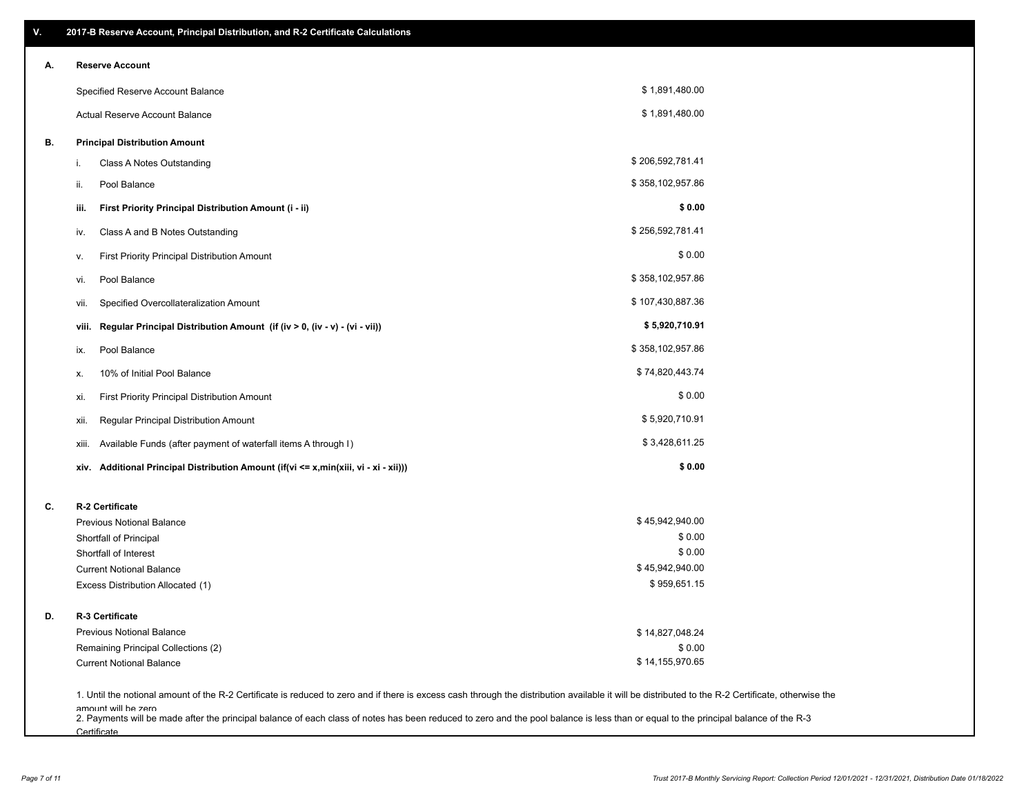## V. 2017-B Reserve Account, Principal Distribution, and R-2 Certificate Calculations

### A. Reserve Account

| | |
|---|---|
| Specified Reserve Account Balance | $ 1,891,480.00 |
| Actual Reserve Account Balance | $ 1,891,480.00 |

### B. Principal Distribution Amount

| | | |
|---|---|---|
| i. | Class A Notes Outstanding | $ 206,592,781.41 |
| ii. | Pool Balance | $ 358,102,957.86 |
| **iii.** | **First Priority Principal Distribution Amount (i - ii)** | **$ 0.00** |
| iv. | Class A and B Notes Outstanding | $ 256,592,781.41 |
| v. | First Priority Principal Distribution Amount | $ 0.00 |
| vi. | Pool Balance | $ 358,102,957.86 |
| vii. | Specified Overcollateralization Amount | $ 107,430,887.36 |
| **viii.** | **Regular Principal Distribution Amount (if (iv > 0, (iv - v) - (vi - vii))** | **$ 5,920,710.91** |
| ix. | Pool Balance | $ 358,102,957.86 |
| x. | 10% of Initial Pool Balance | $ 74,820,443.74 |
| xi. | First Priority Principal Distribution Amount | $ 0.00 |
| xii. | Regular Principal Distribution Amount | $ 5,920,710.91 |
| xiii. | Available Funds (after payment of waterfall items A through I) | $ 3,428,611.25 |
| **xiv.** | **Additional Principal Distribution Amount (if(vi <= x,min(xiii, vi - xi - xii)))** | **$ 0.00** |

### C. R-2 Certificate

| | |
|---|---|
| Previous Notional Balance | $ 45,942,940.00 |
| Shortfall of Principal | $ 0.00 |
| Shortfall of Interest | $ 0.00 |
| Current Notional Balance | $ 45,942,940.00 |
| Excess Distribution Allocated (1) | $ 959,651.15 |

### D. R-3 Certificate

| | |
|---|---|
| Previous Notional Balance | $ 14,827,048.24 |
| Remaining Principal Collections (2) | $ 0.00 |
| Current Notional Balance | $ 14,155,970.65 |

1. Until the notional amount of the R-2 Certificate is reduced to zero and if there is excess cash through the distribution available it will be distributed to the R-2 Certificate, otherwise the amount will be zero

2. Payments will be made after the principal balance of each class of notes has been reduced to zero and the pool balance is less than or equal to the principal balance of the R-3 Certificate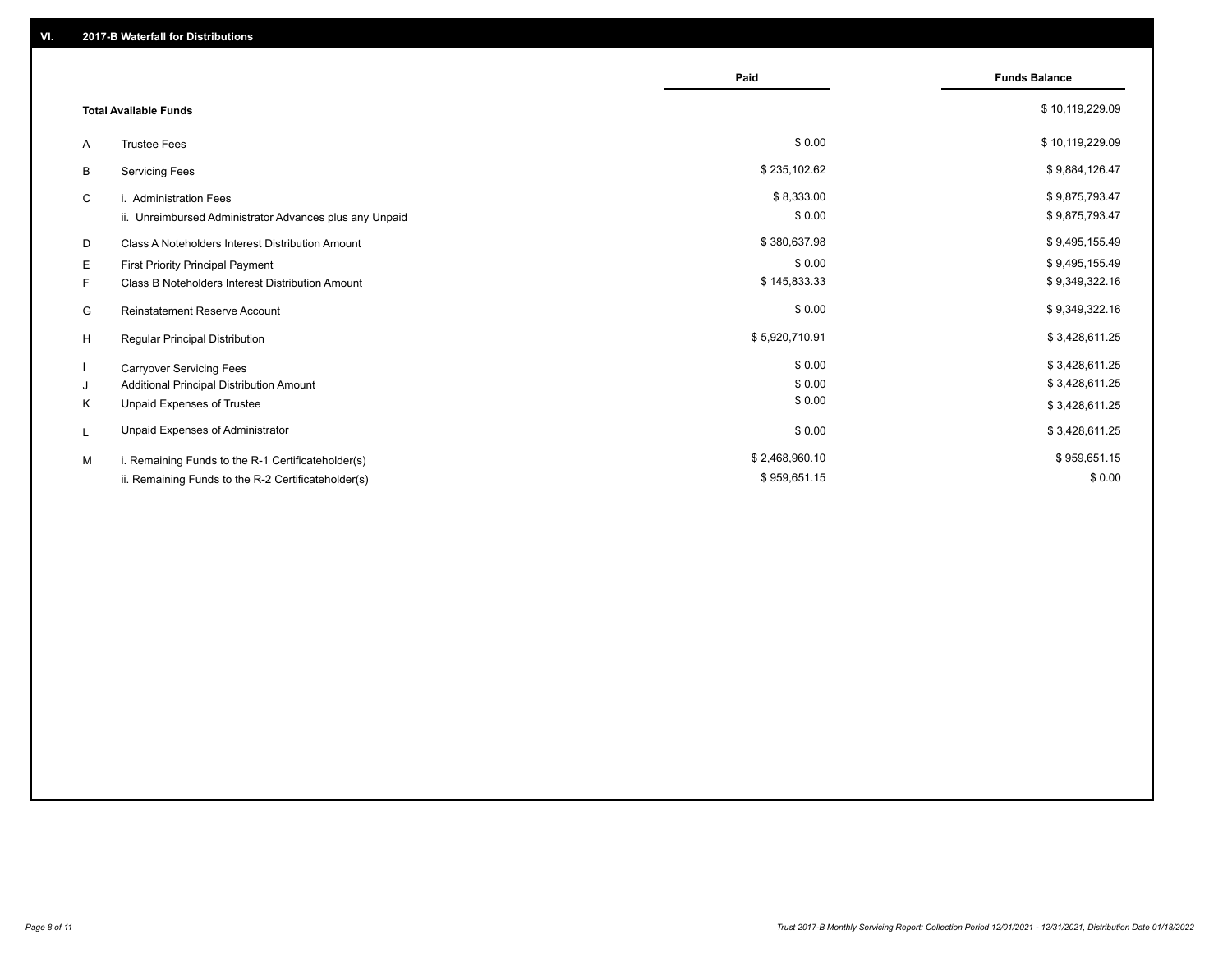## VI. 2017-B Waterfall for Distributions

| | | Paid | Funds Balance |
|---|---|---|---|
| | **Total Available Funds** | | $ 10,119,229.09 |
| A | Trustee Fees | $ 0.00 | $ 10,119,229.09 |
| B | Servicing Fees | $ 235,102.62 | $ 9,884,126.47 |
| C | i. Administration Fees | $ 8,333.00 | $ 9,875,793.47 |
| | ii. Unreimbursed Administrator Advances plus any Unpaid | $ 0.00 | $ 9,875,793.47 |
| D | Class A Noteholders Interest Distribution Amount | $ 380,637.98 | $ 9,495,155.49 |
| E | First Priority Principal Payment | $ 0.00 | $ 9,495,155.49 |
| F | Class B Noteholders Interest Distribution Amount | $ 145,833.33 | $ 9,349,322.16 |
| G | Reinstatement Reserve Account | $ 0.00 | $ 9,349,322.16 |
| H | Regular Principal Distribution | $ 5,920,710.91 | $ 3,428,611.25 |
| I | Carryover Servicing Fees | $ 0.00 | $ 3,428,611.25 |
| J | Additional Principal Distribution Amount | $ 0.00 | $ 3,428,611.25 |
| K | Unpaid Expenses of Trustee | $ 0.00 | $ 3,428,611.25 |
| L | Unpaid Expenses of Administrator | $ 0.00 | $ 3,428,611.25 |
| M | i. Remaining Funds to the R-1 Certificateholder(s) | $ 2,468,960.10 | $ 959,651.15 |
| | ii. Remaining Funds to the R-2 Certificateholder(s) | $ 959,651.15 | $ 0.00 |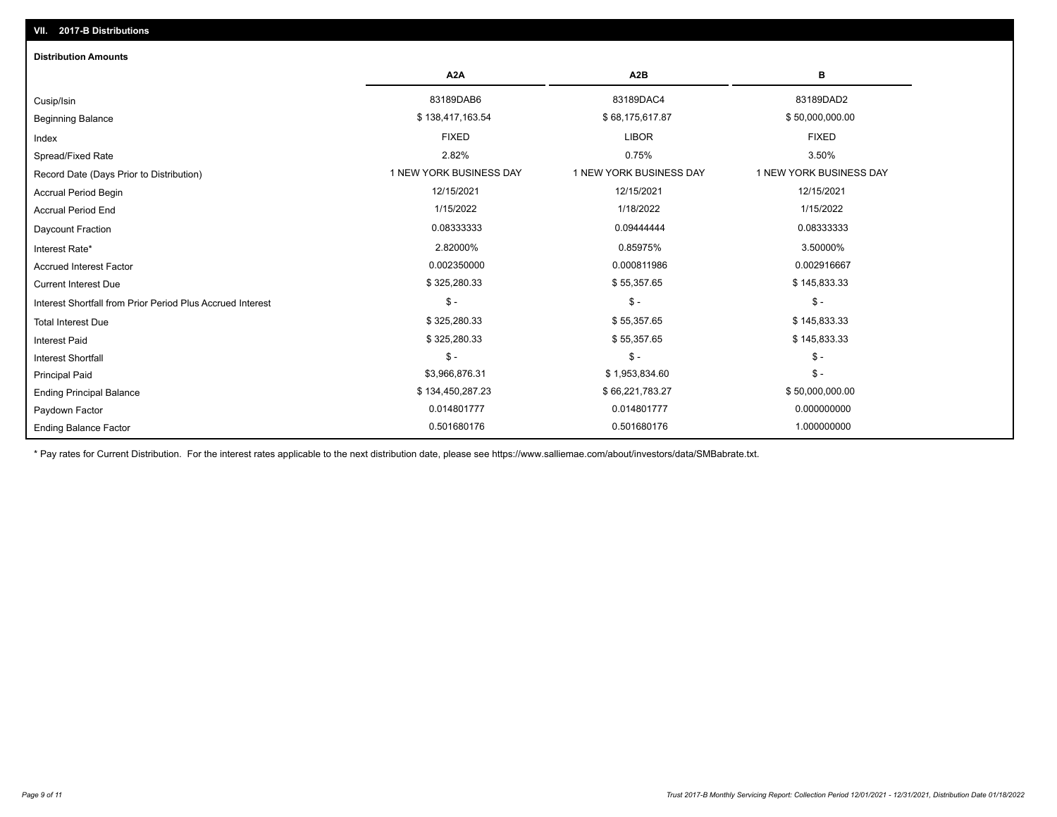## VII. 2017-B Distributions

### Distribution Amounts

| | A2A | A2B | B |
|---|---|---|---|
| Cusip/Isin | 83189DAB6 | 83189DAC4 | 83189DAD2 |
| Beginning Balance | $ 138,417,163.54 | $ 68,175,617.87 | $ 50,000,000.00 |
| Index | FIXED | LIBOR | FIXED |
| Spread/Fixed Rate | 2.82% | 0.75% | 3.50% |
| Record Date (Days Prior to Distribution) | 1 NEW YORK BUSINESS DAY | 1 NEW YORK BUSINESS DAY | 1 NEW YORK BUSINESS DAY |
| Accrual Period Begin | 12/15/2021 | 12/15/2021 | 12/15/2021 |
| Accrual Period End | 1/15/2022 | 1/18/2022 | 1/15/2022 |
| Daycount Fraction | 0.08333333 | 0.09444444 | 0.08333333 |
| Interest Rate* | 2.82000% | 0.85975% | 3.50000% |
| Accrued Interest Factor | 0.002350000 | 0.000811986 | 0.002916667 |
| Current Interest Due | $ 325,280.33 | $ 55,357.65 | $ 145,833.33 |
| Interest Shortfall from Prior Period Plus Accrued Interest | $ - | $ - | $ - |
| Total Interest Due | $ 325,280.33 | $ 55,357.65 | $ 145,833.33 |
| Interest Paid | $ 325,280.33 | $ 55,357.65 | $ 145,833.33 |
| Interest Shortfall | $ - | $ - | $ - |
| Principal Paid | $3,966,876.31 | $ 1,953,834.60 | $ - |
| Ending Principal Balance | $ 134,450,287.23 | $ 66,221,783.27 | $ 50,000,000.00 |
| Paydown Factor | 0.014801777 | 0.014801777 | 0.000000000 |
| Ending Balance Factor | 0.501680176 | 0.501680176 | 1.000000000 |

* Pay rates for Current Distribution. For the interest rates applicable to the next distribution date, please see https://www.salliemae.com/about/investors/data/SMBabrate.txt.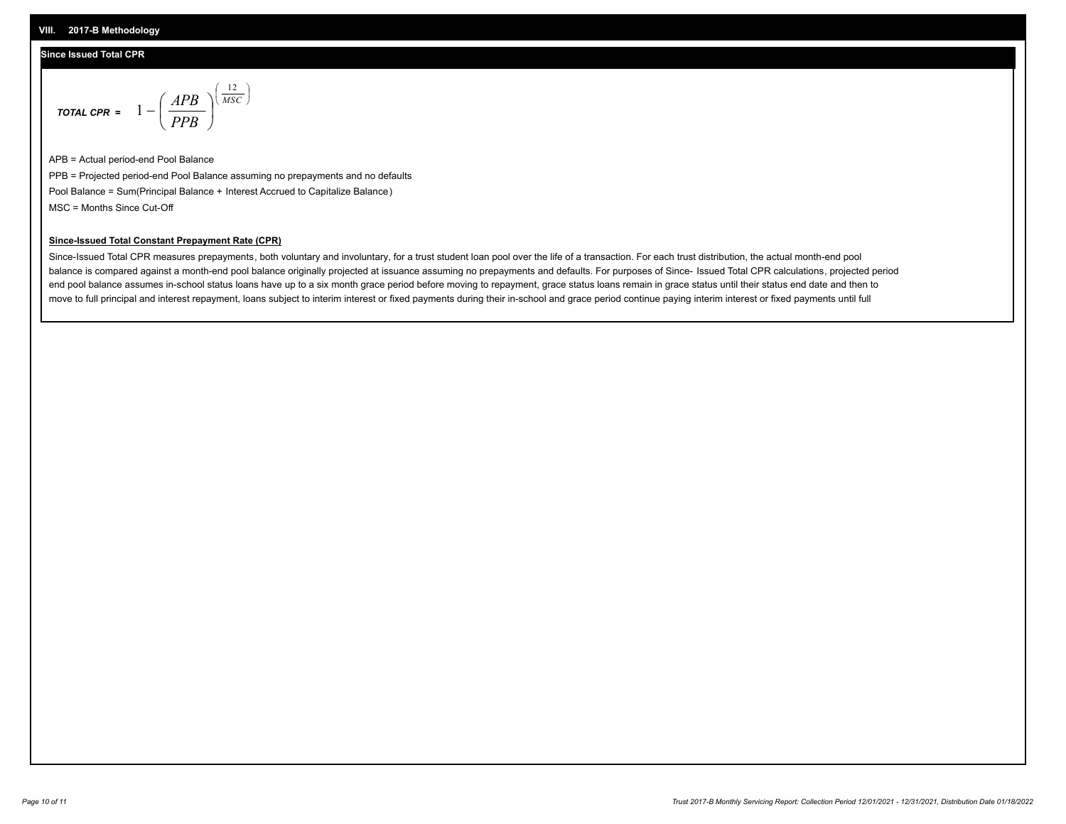## VIII. 2017-B Methodology

### Since Issued Total CPR

$$\textit{TOTAL CPR} = 1 - \left( \frac{APB}{PPB} \right)^{\left( \frac{12}{MSC} \right)}$$

APB = Actual period-end Pool Balance

PPB = Projected period-end Pool Balance assuming no prepayments and no defaults

Pool Balance = Sum(Principal Balance + Interest Accrued to Capitalize Balance)

MSC = Months Since Cut-Off

**Since-Issued Total Constant Prepayment Rate (CPR)**

Since-Issued Total CPR measures prepayments, both voluntary and involuntary, for a trust student loan pool over the life of a transaction. For each trust distribution, the actual month-end pool balance is compared against a month-end pool balance originally projected at issuance assuming no prepayments and defaults. For purposes of Since- Issued Total CPR calculations, projected period end pool balance assumes in-school status loans have up to a six month grace period before moving to repayment, grace status loans remain in grace status until their status end date and then to move to full principal and interest repayment, loans subject to interim interest or fixed payments during their in-school and grace period continue paying interim interest or fixed payments until full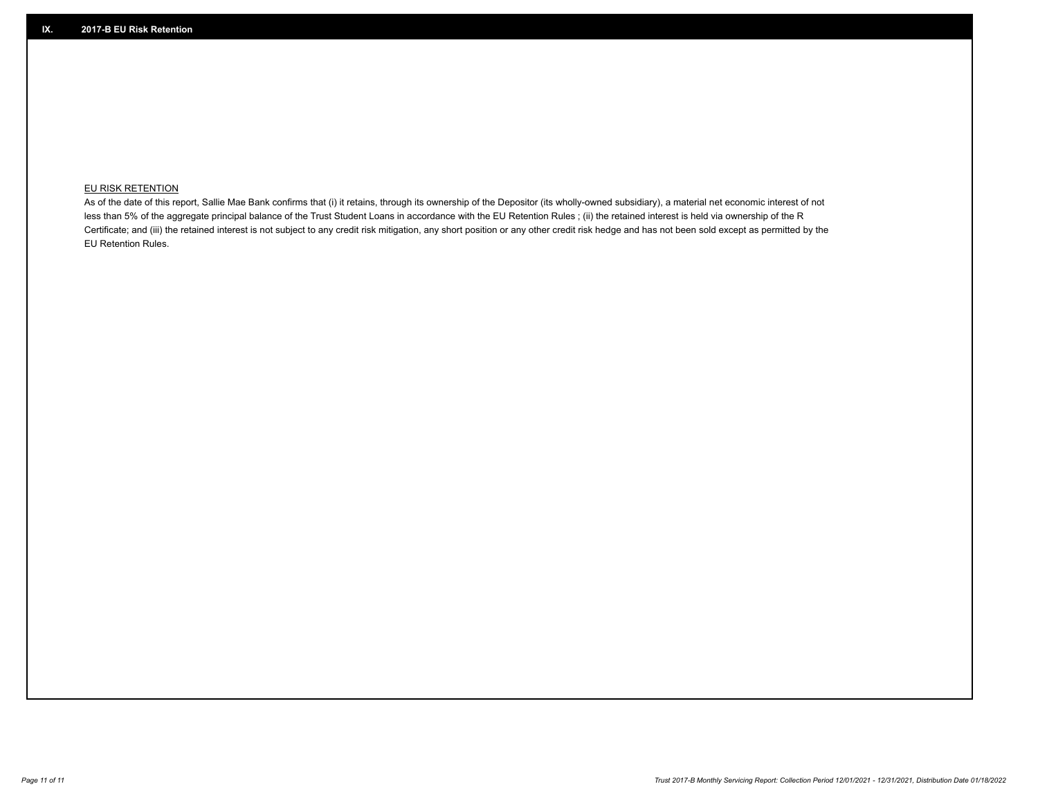## IX. 2017-B EU Risk Retention

EU RISK RETENTION

As of the date of this report, Sallie Mae Bank confirms that (i) it retains, through its ownership of the Depositor (its wholly-owned subsidiary), a material net economic interest of not less than 5% of the aggregate principal balance of the Trust Student Loans in accordance with the EU Retention Rules ; (ii) the retained interest is held via ownership of the R Certificate; and (iii) the retained interest is not subject to any credit risk mitigation, any short position or any other credit risk hedge and has not been sold except as permitted by the EU Retention Rules.